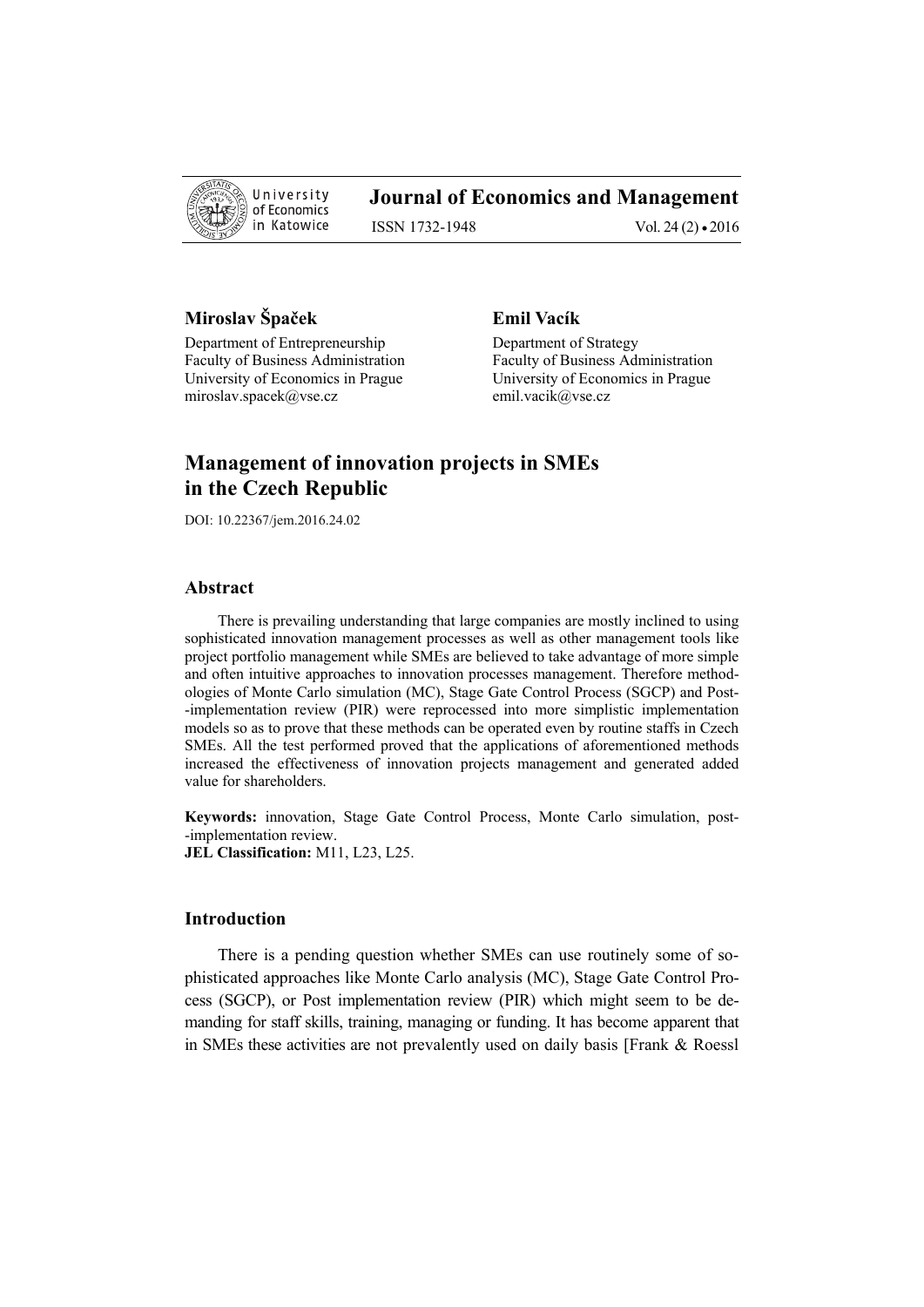Miroslav Špaček

Department of Entrepreneurship
Faculty of Business Administration
University of Economics in Prague
miroslav.spacek@vse.cz

Emil Vacík

Department of Strategy
Faculty of Business Administration
University of Economics in Prague
emil.vacik@vse.cz

# Management of innovation projects in SMEs in the Czech Republic

DOI: 10.22367/jem.2016.24.02

## Abstract

There is prevailing understanding that large companies are mostly inclined to using sophisticated innovation management processes as well as other management tools like project portfolio management while SMEs are believed to take advantage of more simple and often intuitive approaches to innovation processes management. Therefore methodologies of Monte Carlo simulation (MC), Stage Gate Control Process (SGCP) and Post-implementation review (PIR) were reprocessed into more simplistic implementation models so as to prove that these methods can be operated even by routine staffs in Czech SMEs. All the test performed proved that the applications of aforementioned methods increased the effectiveness of innovation projects management and generated added value for shareholders.

**Keywords:** innovation, Stage Gate Control Process, Monte Carlo simulation, post-implementation review.
**JEL Classification:** M11, L23, L25.

## Introduction

There is a pending question whether SMEs can use routinely some of sophisticated approaches like Monte Carlo analysis (MC), Stage Gate Control Process (SGCP), or Post implementation review (PIR) which might seem to be demanding for staff skills, training, managing or funding. It has become apparent that in SMEs these activities are not prevalently used on daily basis [Frank & Roessl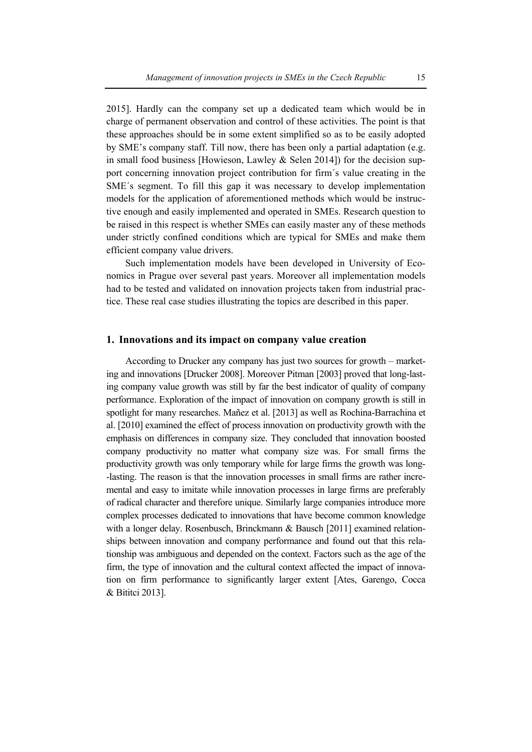2015]. Hardly can the company set up a dedicated team which would be in charge of permanent observation and control of these activities. The point is that these approaches should be in some extent simplified so as to be easily adopted by SME's company staff. Till now, there has been only a partial adaptation (e.g. in small food business [Howieson, Lawley & Selen 2014]) for the decision support concerning innovation project contribution for firm´s value creating in the SME´s segment. To fill this gap it was necessary to develop implementation models for the application of aforementioned methods which would be instructive enough and easily implemented and operated in SMEs. Research question to be raised in this respect is whether SMEs can easily master any of these methods under strictly confined conditions which are typical for SMEs and make them efficient company value drivers.

Such implementation models have been developed in University of Economics in Prague over several past years. Moreover all implementation models had to be tested and validated on innovation projects taken from industrial practice. These real case studies illustrating the topics are described in this paper.

## 1. Innovations and its impact on company value creation

According to Drucker any company has just two sources for growth – marketing and innovations [Drucker 2008]. Moreover Pitman [2003] proved that long-lasting company value growth was still by far the best indicator of quality of company performance. Exploration of the impact of innovation on company growth is still in spotlight for many researches. Mañez et al. [2013] as well as Rochina-Barrachina et al. [2010] examined the effect of process innovation on productivity growth with the emphasis on differences in company size. They concluded that innovation boosted company productivity no matter what company size was. For small firms the productivity growth was only temporary while for large firms the growth was long-lasting. The reason is that the innovation processes in small firms are rather incremental and easy to imitate while innovation processes in large firms are preferably of radical character and therefore unique. Similarly large companies introduce more complex processes dedicated to innovations that have become common knowledge with a longer delay. Rosenbusch, Brinckmann & Bausch [2011] examined relationships between innovation and company performance and found out that this relationship was ambiguous and depended on the context. Factors such as the age of the firm, the type of innovation and the cultural context affected the impact of innovation on firm performance to significantly larger extent [Ates, Garengo, Cocca & Bititci 2013].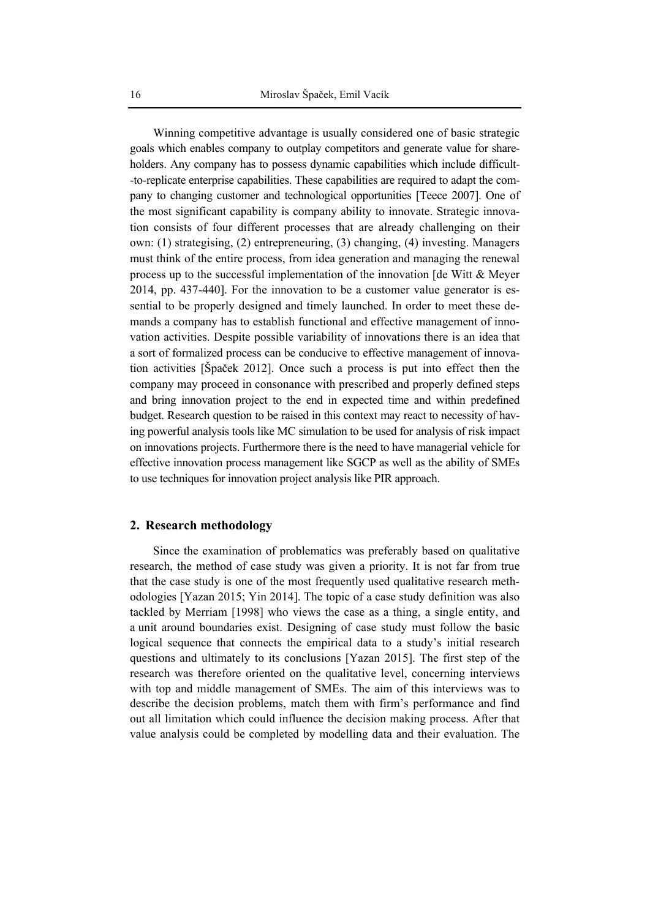Winning competitive advantage is usually considered one of basic strategic goals which enables company to outplay competitors and generate value for shareholders. Any company has to possess dynamic capabilities which include difficult-to-replicate enterprise capabilities. These capabilities are required to adapt the company to changing customer and technological opportunities [Teece 2007]. One of the most significant capability is company ability to innovate. Strategic innovation consists of four different processes that are already challenging on their own: (1) strategising, (2) entrepreneuring, (3) changing, (4) investing. Managers must think of the entire process, from idea generation and managing the renewal process up to the successful implementation of the innovation [de Witt & Meyer 2014, pp. 437-440]. For the innovation to be a customer value generator is essential to be properly designed and timely launched. In order to meet these demands a company has to establish functional and effective management of innovation activities. Despite possible variability of innovations there is an idea that a sort of formalized process can be conducive to effective management of innovation activities [Špaček 2012]. Once such a process is put into effect then the company may proceed in consonance with prescribed and properly defined steps and bring innovation project to the end in expected time and within predefined budget. Research question to be raised in this context may react to necessity of having powerful analysis tools like MC simulation to be used for analysis of risk impact on innovations projects. Furthermore there is the need to have managerial vehicle for effective innovation process management like SGCP as well as the ability of SMEs to use techniques for innovation project analysis like PIR approach.

## 2. Research methodology

Since the examination of problematics was preferably based on qualitative research, the method of case study was given a priority. It is not far from true that the case study is one of the most frequently used qualitative research methodologies [Yazan 2015; Yin 2014]. The topic of a case study definition was also tackled by Merriam [1998] who views the case as a thing, a single entity, and a unit around boundaries exist. Designing of case study must follow the basic logical sequence that connects the empirical data to a study's initial research questions and ultimately to its conclusions [Yazan 2015]. The first step of the research was therefore oriented on the qualitative level, concerning interviews with top and middle management of SMEs. The aim of this interviews was to describe the decision problems, match them with firm's performance and find out all limitation which could influence the decision making process. After that value analysis could be completed by modelling data and their evaluation. The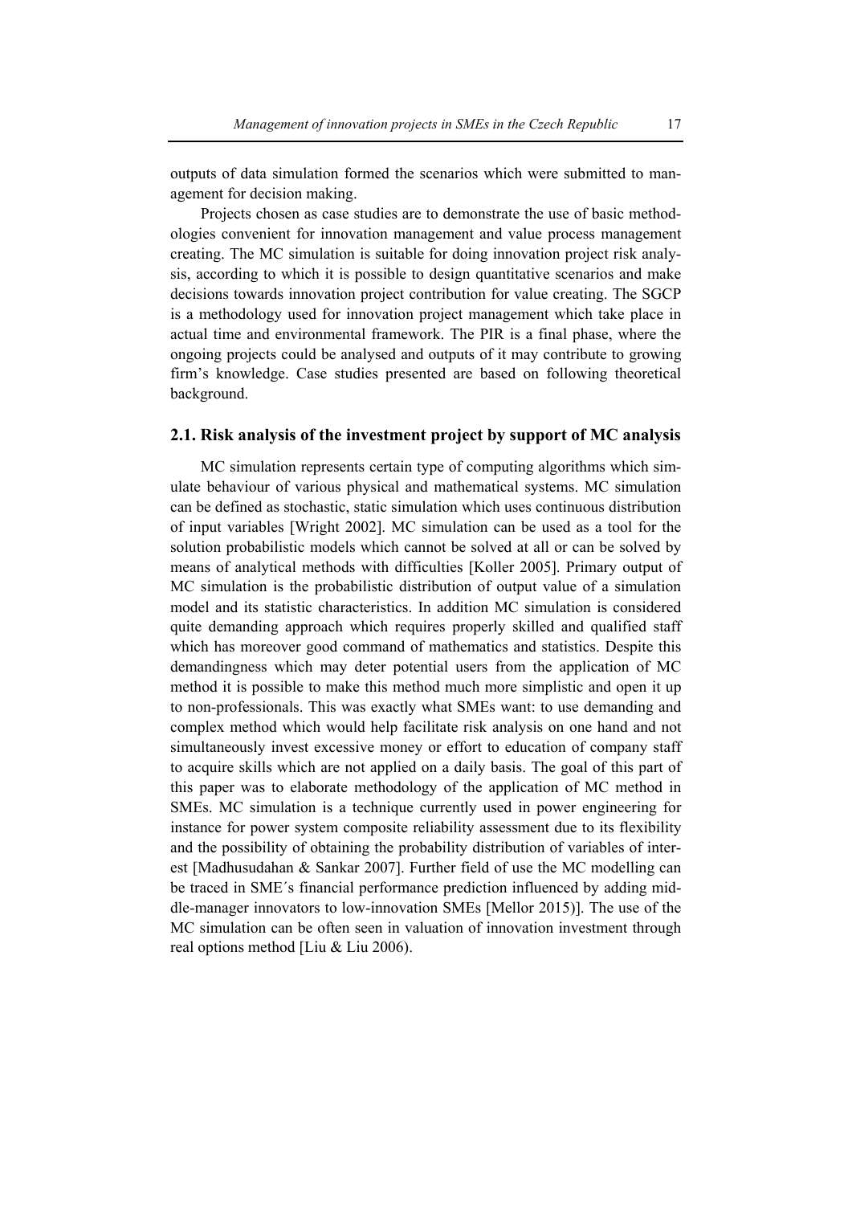outputs of data simulation formed the scenarios which were submitted to management for decision making.

Projects chosen as case studies are to demonstrate the use of basic methodologies convenient for innovation management and value process management creating. The MC simulation is suitable for doing innovation project risk analysis, according to which it is possible to design quantitative scenarios and make decisions towards innovation project contribution for value creating. The SGCP is a methodology used for innovation project management which take place in actual time and environmental framework. The PIR is a final phase, where the ongoing projects could be analysed and outputs of it may contribute to growing firm's knowledge. Case studies presented are based on following theoretical background.

## 2.1. Risk analysis of the investment project by support of MC analysis

MC simulation represents certain type of computing algorithms which simulate behaviour of various physical and mathematical systems. MC simulation can be defined as stochastic, static simulation which uses continuous distribution of input variables [Wright 2002]. MC simulation can be used as a tool for the solution probabilistic models which cannot be solved at all or can be solved by means of analytical methods with difficulties [Koller 2005]. Primary output of MC simulation is the probabilistic distribution of output value of a simulation model and its statistic characteristics. In addition MC simulation is considered quite demanding approach which requires properly skilled and qualified staff which has moreover good command of mathematics and statistics. Despite this demandingness which may deter potential users from the application of MC method it is possible to make this method much more simplistic and open it up to non-professionals. This was exactly what SMEs want: to use demanding and complex method which would help facilitate risk analysis on one hand and not simultaneously invest excessive money or effort to education of company staff to acquire skills which are not applied on a daily basis. The goal of this part of this paper was to elaborate methodology of the application of MC method in SMEs. MC simulation is a technique currently used in power engineering for instance for power system composite reliability assessment due to its flexibility and the possibility of obtaining the probability distribution of variables of interest [Madhusudahan & Sankar 2007]. Further field of use the MC modelling can be traced in SME´s financial performance prediction influenced by adding middle-manager innovators to low-innovation SMEs [Mellor 2015)]. The use of the MC simulation can be often seen in valuation of innovation investment through real options method [Liu & Liu 2006).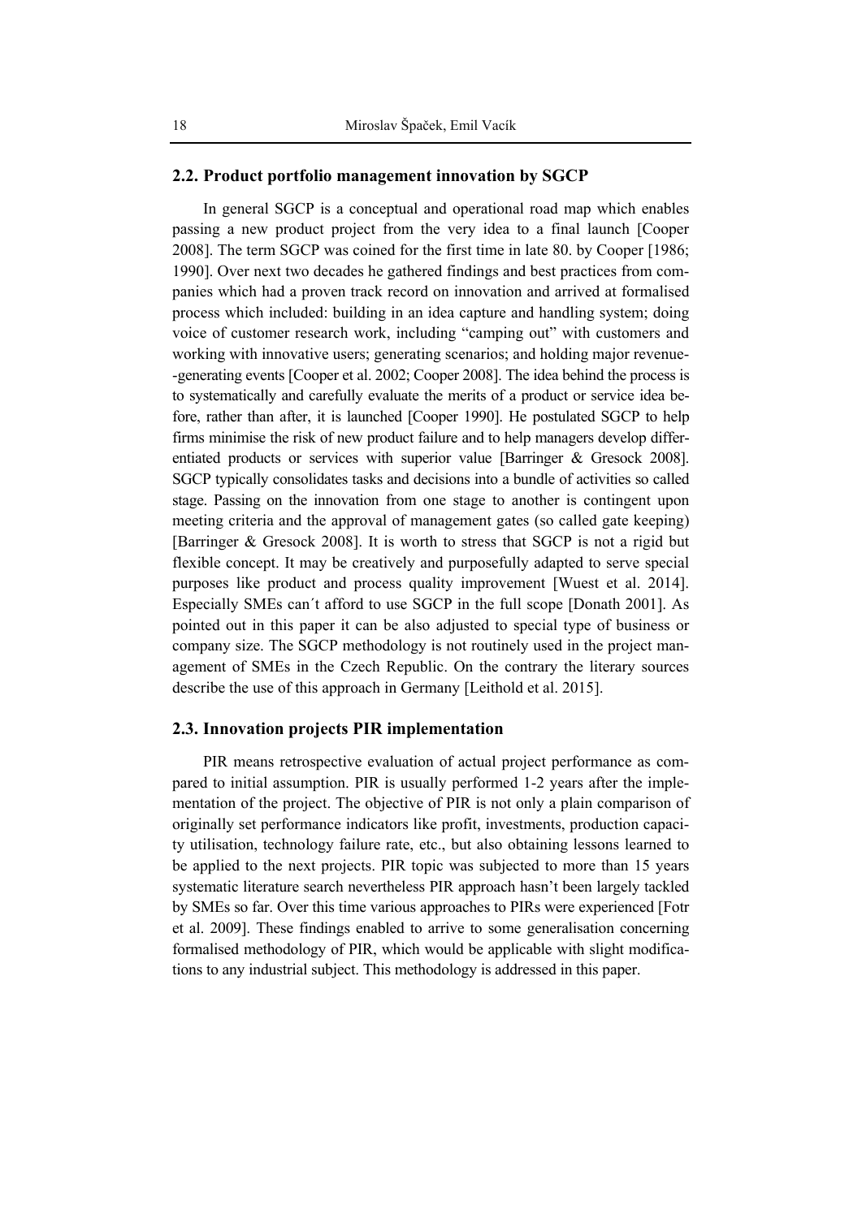### 2.2. Product portfolio management innovation by SGCP

In general SGCP is a conceptual and operational road map which enables passing a new product project from the very idea to a final launch [Cooper 2008]. The term SGCP was coined for the first time in late 80. by Cooper [1986; 1990]. Over next two decades he gathered findings and best practices from companies which had a proven track record on innovation and arrived at formalised process which included: building in an idea capture and handling system; doing voice of customer research work, including "camping out" with customers and working with innovative users; generating scenarios; and holding major revenue-generating events [Cooper et al. 2002; Cooper 2008]. The idea behind the process is to systematically and carefully evaluate the merits of a product or service idea before, rather than after, it is launched [Cooper 1990]. He postulated SGCP to help firms minimise the risk of new product failure and to help managers develop differentiated products or services with superior value [Barringer & Gresock 2008]. SGCP typically consolidates tasks and decisions into a bundle of activities so called stage. Passing on the innovation from one stage to another is contingent upon meeting criteria and the approval of management gates (so called gate keeping) [Barringer & Gresock 2008]. It is worth to stress that SGCP is not a rigid but flexible concept. It may be creatively and purposefully adapted to serve special purposes like product and process quality improvement [Wuest et al. 2014]. Especially SMEs can´t afford to use SGCP in the full scope [Donath 2001]. As pointed out in this paper it can be also adjusted to special type of business or company size. The SGCP methodology is not routinely used in the project management of SMEs in the Czech Republic. On the contrary the literary sources describe the use of this approach in Germany [Leithold et al. 2015].

### 2.3. Innovation projects PIR implementation

PIR means retrospective evaluation of actual project performance as compared to initial assumption. PIR is usually performed 1-2 years after the implementation of the project. The objective of PIR is not only a plain comparison of originally set performance indicators like profit, investments, production capacity utilisation, technology failure rate, etc., but also obtaining lessons learned to be applied to the next projects. PIR topic was subjected to more than 15 years systematic literature search nevertheless PIR approach hasn't been largely tackled by SMEs so far. Over this time various approaches to PIRs were experienced [Fotr et al. 2009]. These findings enabled to arrive to some generalisation concerning formalised methodology of PIR, which would be applicable with slight modifications to any industrial subject. This methodology is addressed in this paper.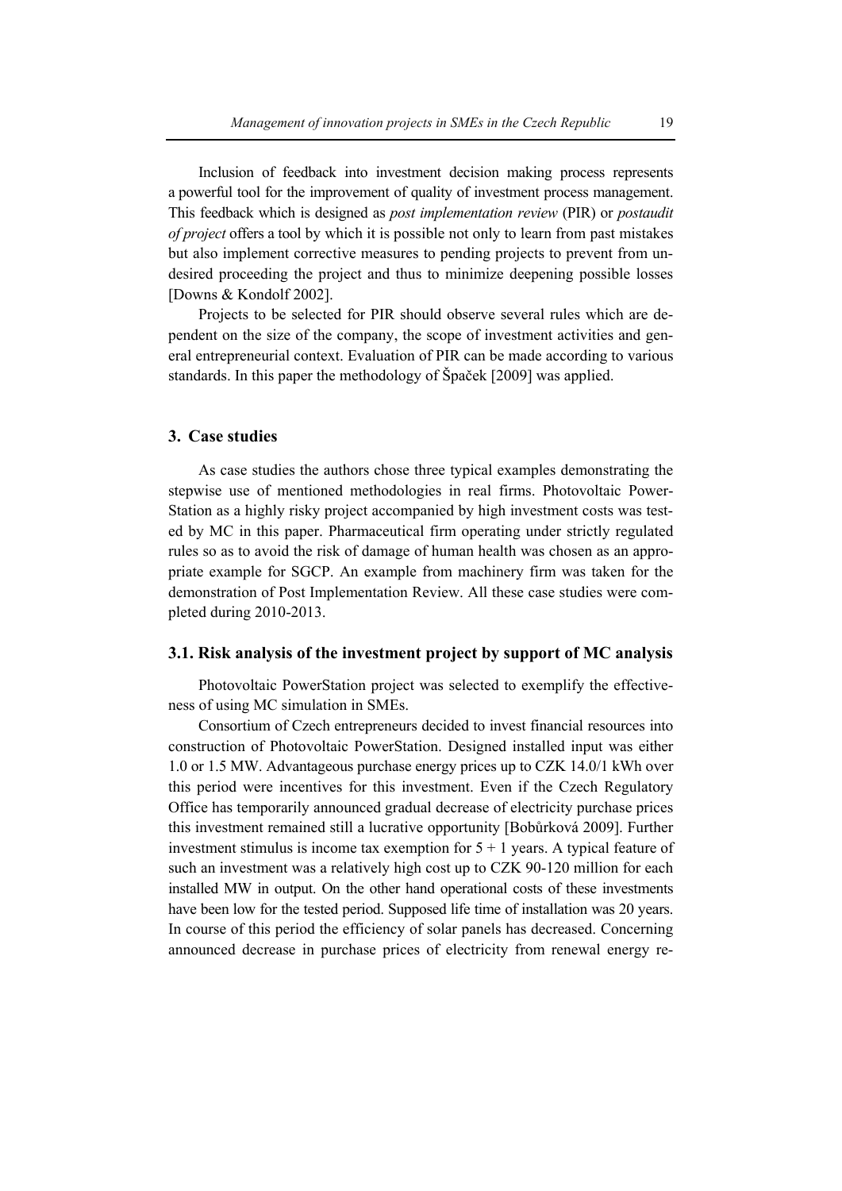Inclusion of feedback into investment decision making process represents a powerful tool for the improvement of quality of investment process management. This feedback which is designed as *post implementation review* (PIR) or *postaudit of project* offers a tool by which it is possible not only to learn from past mistakes but also implement corrective measures to pending projects to prevent from undesired proceeding the project and thus to minimize deepening possible losses [Downs & Kondolf 2002].

Projects to be selected for PIR should observe several rules which are dependent on the size of the company, the scope of investment activities and general entrepreneurial context. Evaluation of PIR can be made according to various standards. In this paper the methodology of Špaček [2009] was applied.

## 3. Case studies

As case studies the authors chose three typical examples demonstrating the stepwise use of mentioned methodologies in real firms. Photovoltaic Power-Station as a highly risky project accompanied by high investment costs was tested by MC in this paper. Pharmaceutical firm operating under strictly regulated rules so as to avoid the risk of damage of human health was chosen as an appropriate example for SGCP. An example from machinery firm was taken for the demonstration of Post Implementation Review. All these case studies were completed during 2010-2013.

### 3.1. Risk analysis of the investment project by support of MC analysis

Photovoltaic PowerStation project was selected to exemplify the effectiveness of using MC simulation in SMEs.

Consortium of Czech entrepreneurs decided to invest financial resources into construction of Photovoltaic PowerStation. Designed installed input was either 1.0 or 1.5 MW. Advantageous purchase energy prices up to CZK 14.0/1 kWh over this period were incentives for this investment. Even if the Czech Regulatory Office has temporarily announced gradual decrease of electricity purchase prices this investment remained still a lucrative opportunity [Bobůrková 2009]. Further investment stimulus is income tax exemption for 5 + 1 years. A typical feature of such an investment was a relatively high cost up to CZK 90-120 million for each installed MW in output. On the other hand operational costs of these investments have been low for the tested period. Supposed life time of installation was 20 years. In course of this period the efficiency of solar panels has decreased. Concerning announced decrease in purchase prices of electricity from renewal energy re-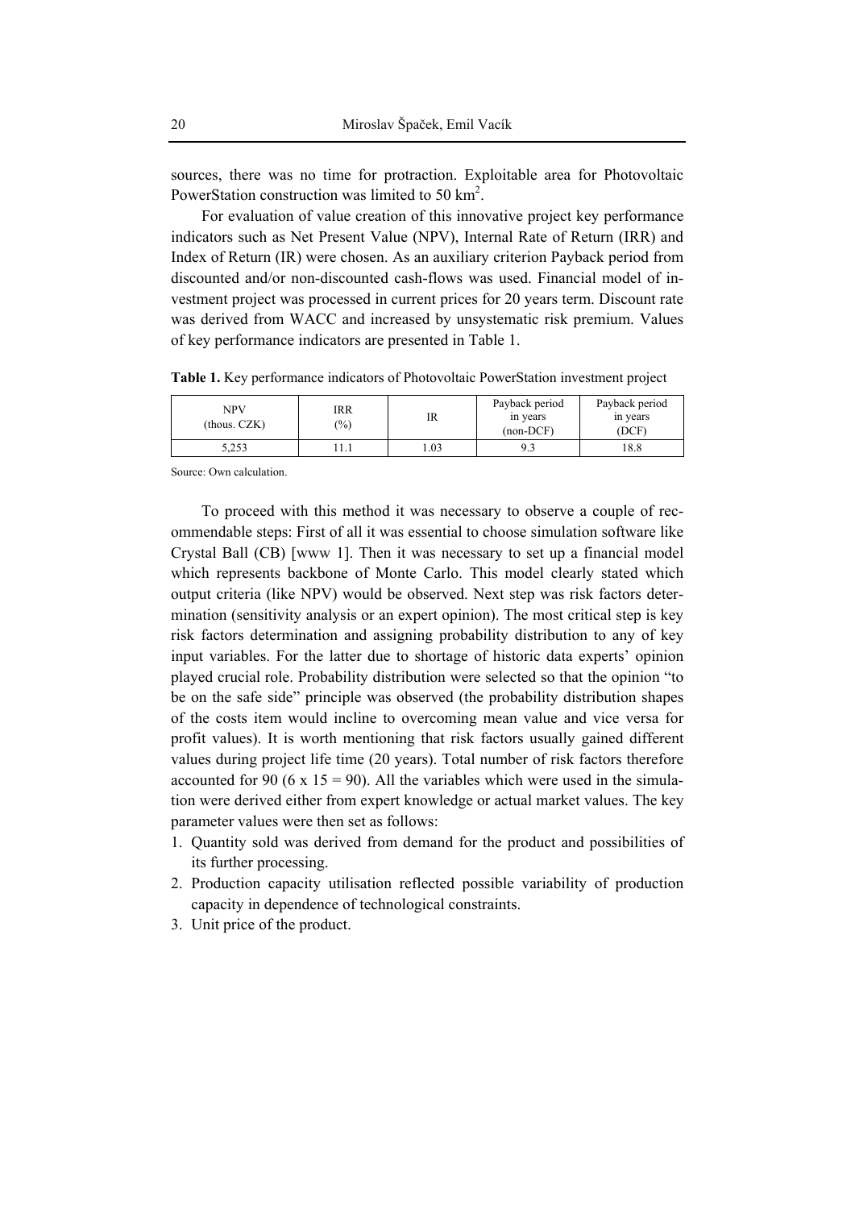sources, there was no time for protraction. Exploitable area for Photovoltaic PowerStation construction was limited to 50 km$^2$.

For evaluation of value creation of this innovative project key performance indicators such as Net Present Value (NPV), Internal Rate of Return (IRR) and Index of Return (IR) were chosen. As an auxiliary criterion Payback period from discounted and/or non-discounted cash-flows was used. Financial model of investment project was processed in current prices for 20 years term. Discount rate was derived from WACC and increased by unsystematic risk premium. Values of key performance indicators are presented in Table 1.

**Table 1.** Key performance indicators of Photovoltaic PowerStation investment project

| NPV (thous. CZK) | IRR (%) | IR | Payback period in years (non-DCF) | Payback period in years (DCF) |
|---|---|---|---|---|
| 5,253 | 11.1 | 1.03 | 9.3 | 18.8 |

Source: Own calculation.

To proceed with this method it was necessary to observe a couple of recommendable steps: First of all it was essential to choose simulation software like Crystal Ball (CB) [www 1]. Then it was necessary to set up a financial model which represents backbone of Monte Carlo. This model clearly stated which output criteria (like NPV) would be observed. Next step was risk factors determination (sensitivity analysis or an expert opinion). The most critical step is key risk factors determination and assigning probability distribution to any of key input variables. For the latter due to shortage of historic data experts' opinion played crucial role. Probability distribution were selected so that the opinion "to be on the safe side" principle was observed (the probability distribution shapes of the costs item would incline to overcoming mean value and vice versa for profit values). It is worth mentioning that risk factors usually gained different values during project life time (20 years). Total number of risk factors therefore accounted for 90 (6 x 15 = 90). All the variables which were used in the simulation were derived either from expert knowledge or actual market values. The key parameter values were then set as follows:

1. Quantity sold was derived from demand for the product and possibilities of its further processing.
2. Production capacity utilisation reflected possible variability of production capacity in dependence of technological constraints.
3. Unit price of the product.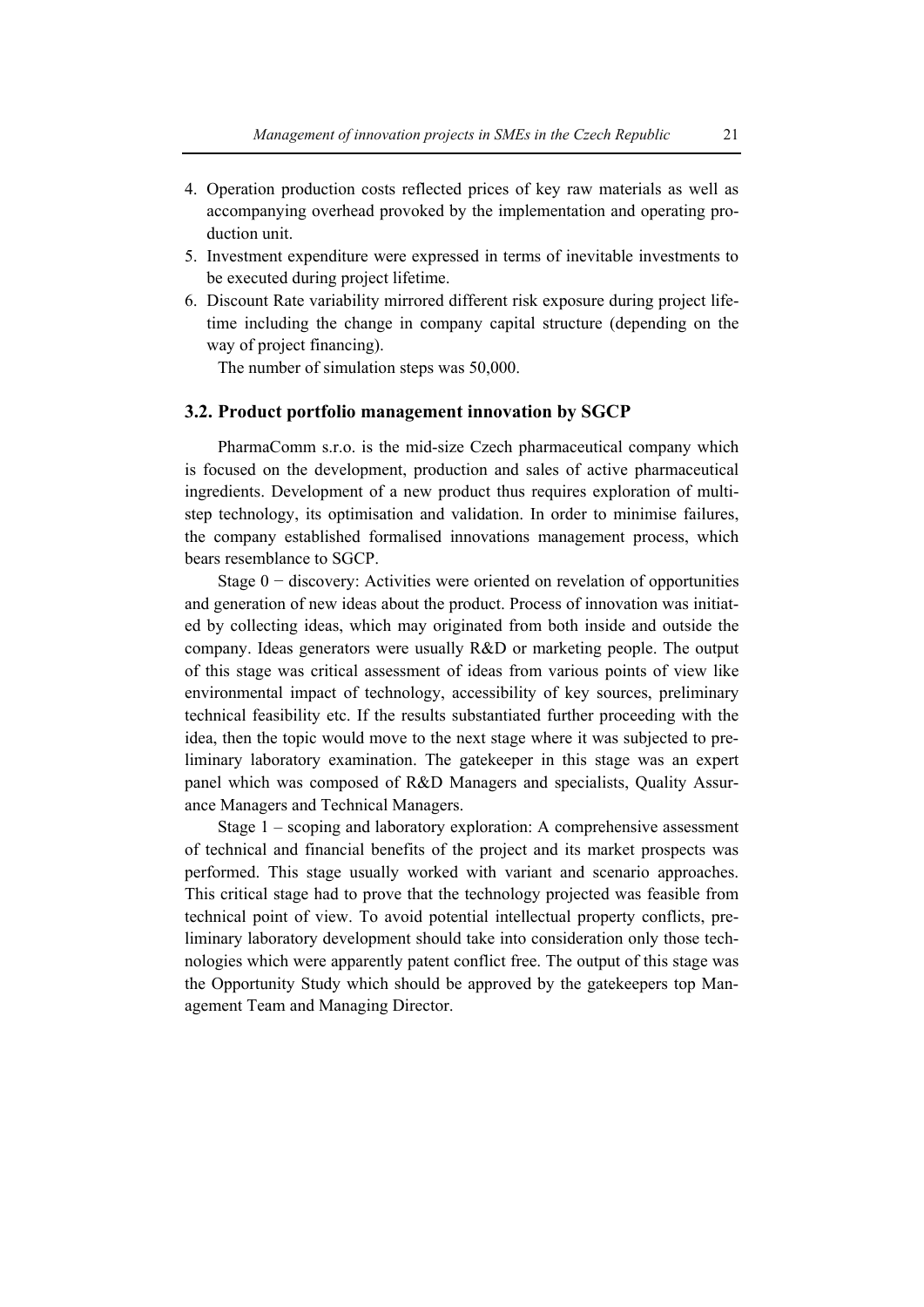4. Operation production costs reflected prices of key raw materials as well as accompanying overhead provoked by the implementation and operating production unit.
5. Investment expenditure were expressed in terms of inevitable investments to be executed during project lifetime.
6. Discount Rate variability mirrored different risk exposure during project lifetime including the change in company capital structure (depending on the way of project financing).

The number of simulation steps was 50,000.

### 3.2. Product portfolio management innovation by SGCP

PharmaComm s.r.o. is the mid-size Czech pharmaceutical company which is focused on the development, production and sales of active pharmaceutical ingredients. Development of a new product thus requires exploration of multistep technology, its optimisation and validation. In order to minimise failures, the company established formalised innovations management process, which bears resemblance to SGCP.

Stage 0 − discovery: Activities were oriented on revelation of opportunities and generation of new ideas about the product. Process of innovation was initiated by collecting ideas, which may originated from both inside and outside the company. Ideas generators were usually R&D or marketing people. The output of this stage was critical assessment of ideas from various points of view like environmental impact of technology, accessibility of key sources, preliminary technical feasibility etc. If the results substantiated further proceeding with the idea, then the topic would move to the next stage where it was subjected to preliminary laboratory examination. The gatekeeper in this stage was an expert panel which was composed of R&D Managers and specialists, Quality Assurance Managers and Technical Managers.

Stage 1 – scoping and laboratory exploration: A comprehensive assessment of technical and financial benefits of the project and its market prospects was performed. This stage usually worked with variant and scenario approaches. This critical stage had to prove that the technology projected was feasible from technical point of view. To avoid potential intellectual property conflicts, preliminary laboratory development should take into consideration only those technologies which were apparently patent conflict free. The output of this stage was the Opportunity Study which should be approved by the gatekeepers top Management Team and Managing Director.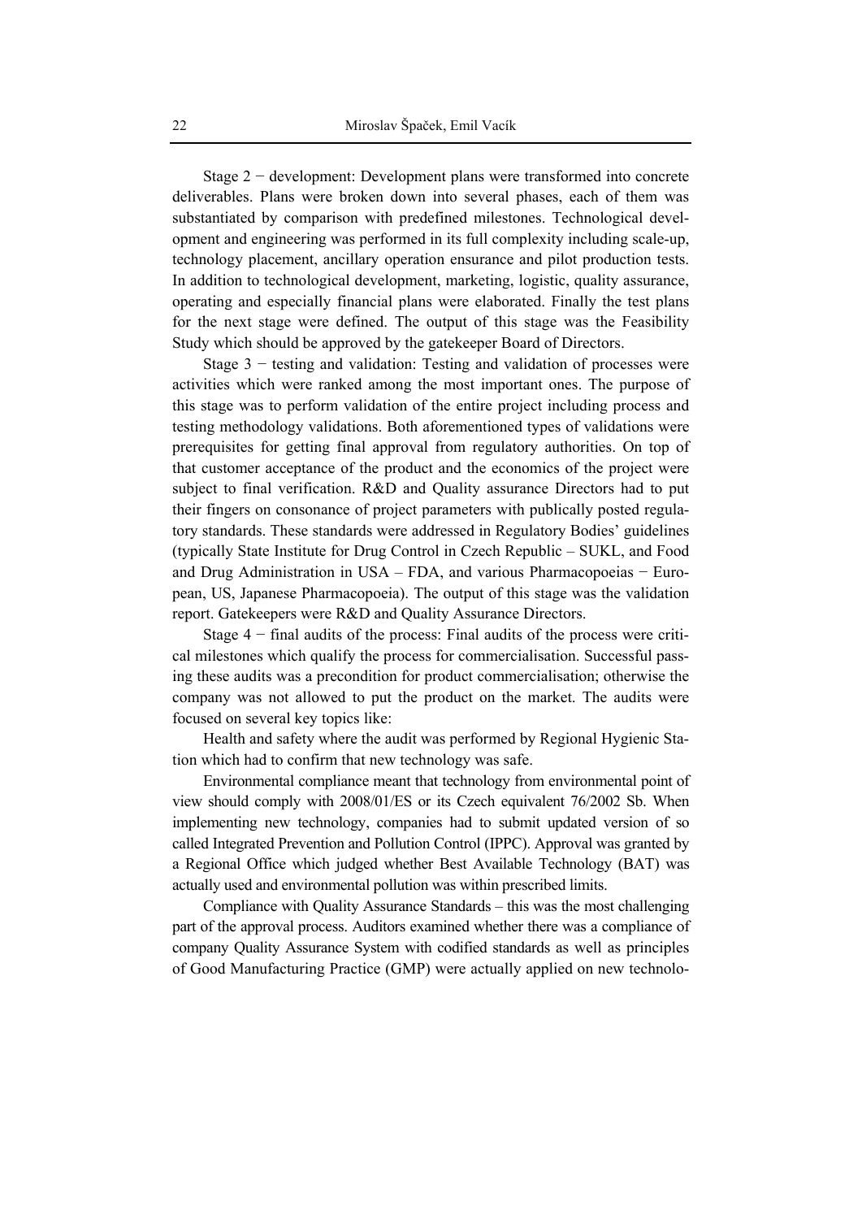Stage 2 − development: Development plans were transformed into concrete deliverables. Plans were broken down into several phases, each of them was substantiated by comparison with predefined milestones. Technological development and engineering was performed in its full complexity including scale-up, technology placement, ancillary operation ensurance and pilot production tests. In addition to technological development, marketing, logistic, quality assurance, operating and especially financial plans were elaborated. Finally the test plans for the next stage were defined. The output of this stage was the Feasibility Study which should be approved by the gatekeeper Board of Directors.

Stage 3 − testing and validation: Testing and validation of processes were activities which were ranked among the most important ones. The purpose of this stage was to perform validation of the entire project including process and testing methodology validations. Both aforementioned types of validations were prerequisites for getting final approval from regulatory authorities. On top of that customer acceptance of the product and the economics of the project were subject to final verification. R&D and Quality assurance Directors had to put their fingers on consonance of project parameters with publically posted regulatory standards. These standards were addressed in Regulatory Bodies' guidelines (typically State Institute for Drug Control in Czech Republic – SUKL, and Food and Drug Administration in USA – FDA, and various Pharmacopoeias − European, US, Japanese Pharmacopoeia). The output of this stage was the validation report. Gatekeepers were R&D and Quality Assurance Directors.

Stage 4 − final audits of the process: Final audits of the process were critical milestones which qualify the process for commercialisation. Successful passing these audits was a precondition for product commercialisation; otherwise the company was not allowed to put the product on the market. The audits were focused on several key topics like:

Health and safety where the audit was performed by Regional Hygienic Station which had to confirm that new technology was safe.

Environmental compliance meant that technology from environmental point of view should comply with 2008/01/ES or its Czech equivalent 76/2002 Sb. When implementing new technology, companies had to submit updated version of so called Integrated Prevention and Pollution Control (IPPC). Approval was granted by a Regional Office which judged whether Best Available Technology (BAT) was actually used and environmental pollution was within prescribed limits.

Compliance with Quality Assurance Standards – this was the most challenging part of the approval process. Auditors examined whether there was a compliance of company Quality Assurance System with codified standards as well as principles of Good Manufacturing Practice (GMP) were actually applied on new technolo-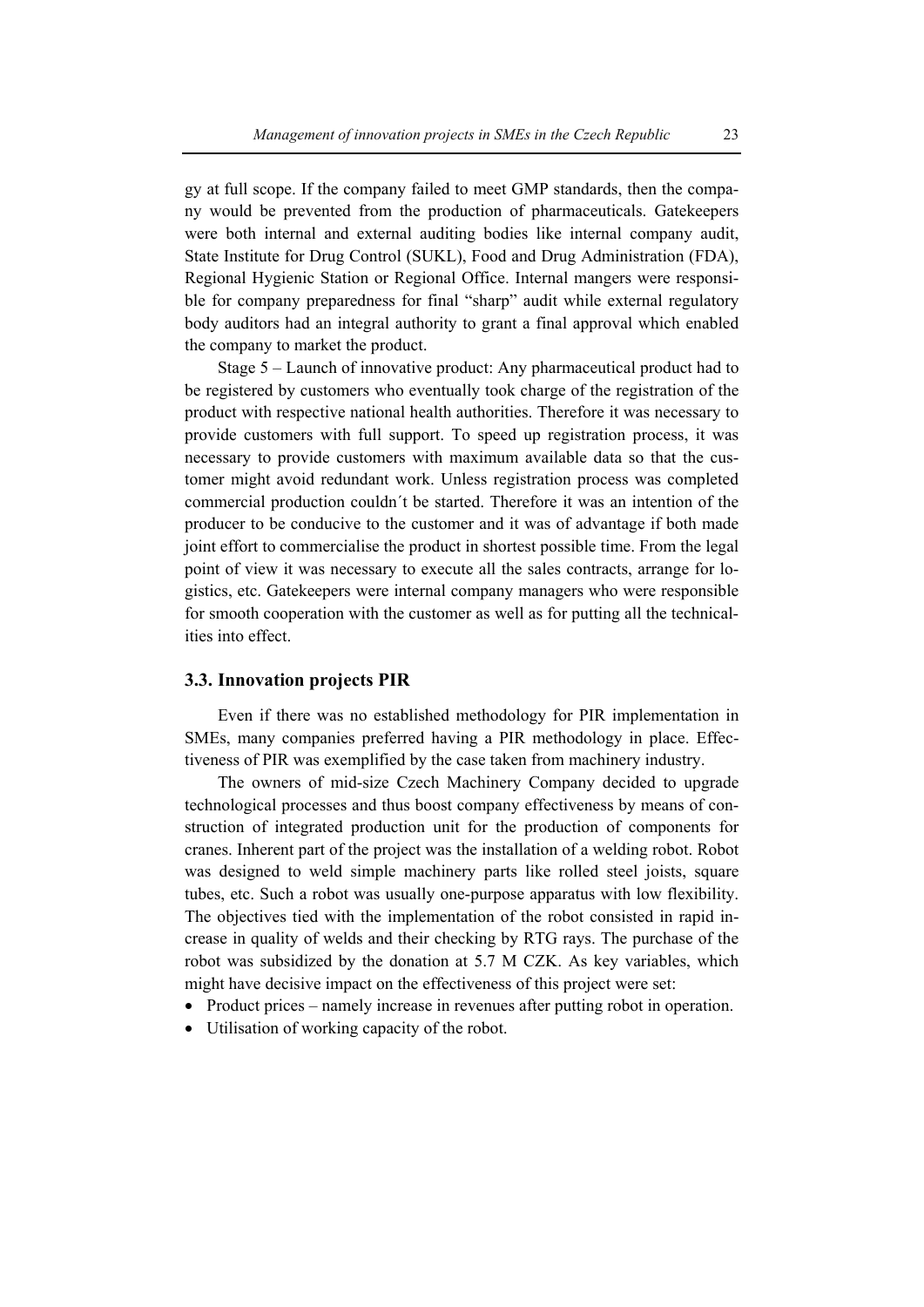gy at full scope. If the company failed to meet GMP standards, then the company would be prevented from the production of pharmaceuticals. Gatekeepers were both internal and external auditing bodies like internal company audit, State Institute for Drug Control (SUKL), Food and Drug Administration (FDA), Regional Hygienic Station or Regional Office. Internal mangers were responsible for company preparedness for final "sharp" audit while external regulatory body auditors had an integral authority to grant a final approval which enabled the company to market the product.

Stage 5 – Launch of innovative product: Any pharmaceutical product had to be registered by customers who eventually took charge of the registration of the product with respective national health authorities. Therefore it was necessary to provide customers with full support. To speed up registration process, it was necessary to provide customers with maximum available data so that the customer might avoid redundant work. Unless registration process was completed commercial production couldn´t be started. Therefore it was an intention of the producer to be conducive to the customer and it was of advantage if both made joint effort to commercialise the product in shortest possible time. From the legal point of view it was necessary to execute all the sales contracts, arrange for logistics, etc. Gatekeepers were internal company managers who were responsible for smooth cooperation with the customer as well as for putting all the technicalities into effect.

### 3.3. Innovation projects PIR

Even if there was no established methodology for PIR implementation in SMEs, many companies preferred having a PIR methodology in place. Effectiveness of PIR was exemplified by the case taken from machinery industry.

The owners of mid-size Czech Machinery Company decided to upgrade technological processes and thus boost company effectiveness by means of construction of integrated production unit for the production of components for cranes. Inherent part of the project was the installation of a welding robot. Robot was designed to weld simple machinery parts like rolled steel joists, square tubes, etc. Such a robot was usually one-purpose apparatus with low flexibility. The objectives tied with the implementation of the robot consisted in rapid increase in quality of welds and their checking by RTG rays. The purchase of the robot was subsidized by the donation at 5.7 M CZK. As key variables, which might have decisive impact on the effectiveness of this project were set:

- Product prices – namely increase in revenues after putting robot in operation.
- Utilisation of working capacity of the robot.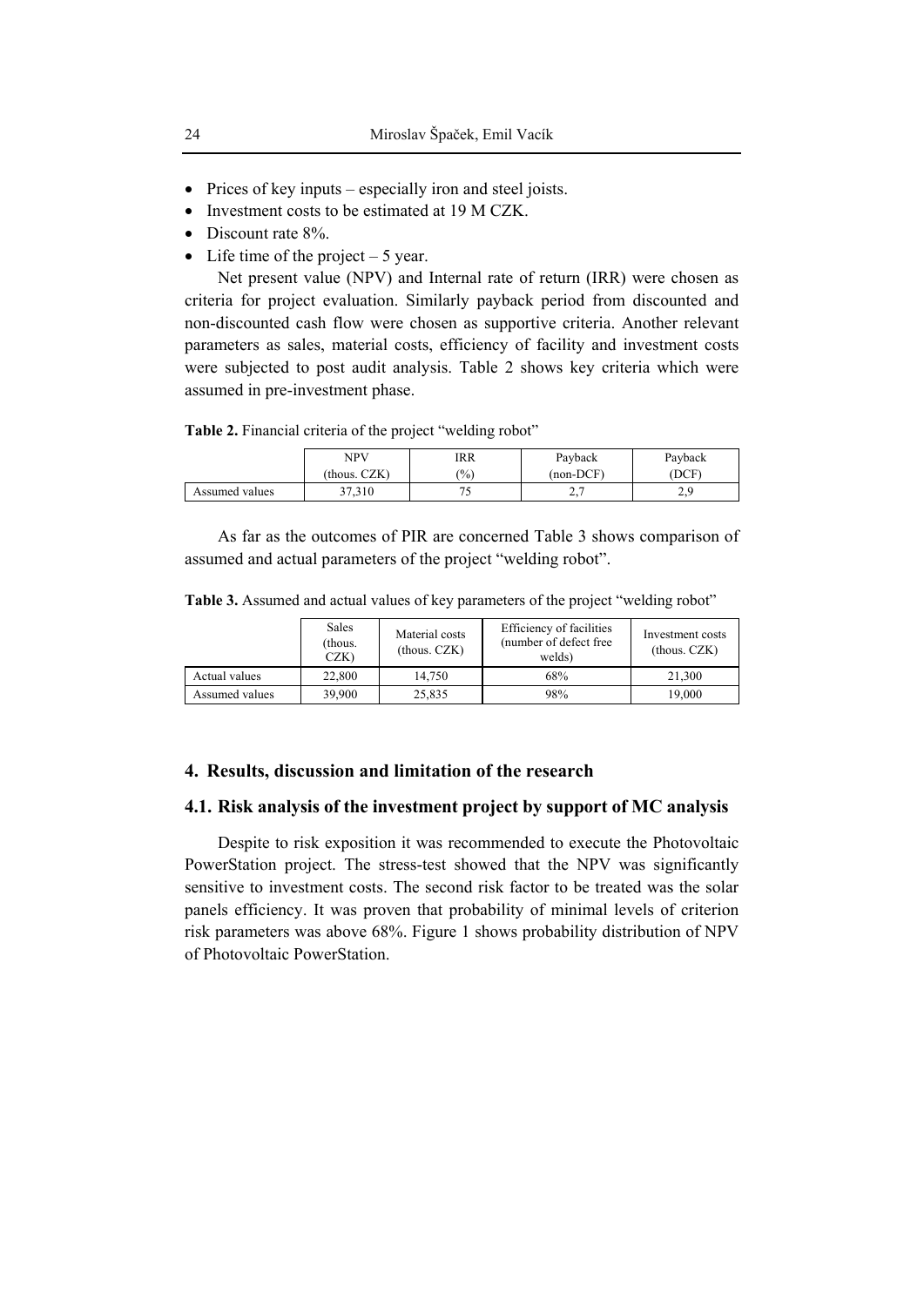- Prices of key inputs – especially iron and steel joists.
- Investment costs to be estimated at 19 M CZK.
- Discount rate 8%.
- Life time of the project – 5 year.

Net present value (NPV) and Internal rate of return (IRR) were chosen as criteria for project evaluation. Similarly payback period from discounted and non-discounted cash flow were chosen as supportive criteria. Another relevant parameters as sales, material costs, efficiency of facility and investment costs were subjected to post audit analysis. Table 2 shows key criteria which were assumed in pre-investment phase.

**Table 2.** Financial criteria of the project "welding robot"

| | NPV (thous. CZK) | IRR (%) | Payback (non-DCF) | Payback (DCF) |
|---|---|---|---|---|
| Assumed values | 37,310 | 75 | 2,7 | 2,9 |

As far as the outcomes of PIR are concerned Table 3 shows comparison of assumed and actual parameters of the project "welding robot".

**Table 3.** Assumed and actual values of key parameters of the project "welding robot"

| | Sales (thous. CZK) | Material costs (thous. CZK) | Efficiency of facilities (number of defect free welds) | Investment costs (thous. CZK) |
|---|---|---|---|---|
| Actual values | 22,800 | 14,750 | 68% | 21,300 |
| Assumed values | 39,900 | 25,835 | 98% | 19,000 |

## 4. Results, discussion and limitation of the research

### 4.1. Risk analysis of the investment project by support of MC analysis

Despite to risk exposition it was recommended to execute the Photovoltaic PowerStation project. The stress-test showed that the NPV was significantly sensitive to investment costs. The second risk factor to be treated was the solar panels efficiency. It was proven that probability of minimal levels of criterion risk parameters was above 68%. Figure 1 shows probability distribution of NPV of Photovoltaic PowerStation.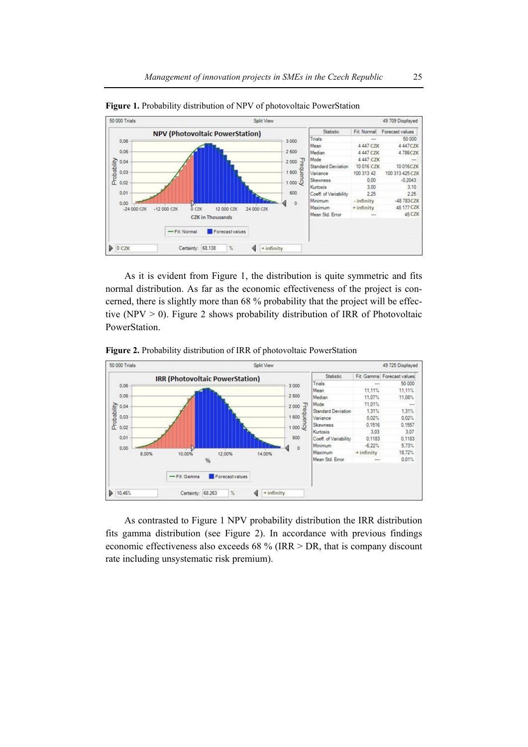**Figure 1.** Probability distribution of NPV of photovoltaic PowerStation

| Statistic | Fit: Normal | Forecast values |
|---|---|---|
| Trials | --- | 50 000 |
| Mean | 4 447 CZK | 4 447CZK |
| Median | 4 447 CZK | 4 786CZK |
| Mode | 4 447 CZK | --- |
| Standard Deviation | 10 016 CZK | 10 016CZK |
| Variance | 100 313 42 | 100 313 425 CZK |
| Skewness | 0,00 | -0,2043 |
| Kurtosis | 3,00 | 3,10 |
| Coeff. of Variability | 2,25 | 2,25 |
| Minimum | -infinity | -48 783CZK |
| Maximum | +infinity | 48 177 CZK |
| Mean Std. Error | --- | 45 CZK |

As it is evident from Figure 1, the distribution is quite symmetric and fits normal distribution. As far as the economic effectiveness of the project is concerned, there is slightly more than 68 % probability that the project will be effective (NPV > 0). Figure 2 shows probability distribution of IRR of Photovoltaic PowerStation.

**Figure 2.** Probability distribution of IRR of photovoltaic PowerStation

| Statistic | Fit: Gamma | Forecast values |
|---|---|---|
| Trials | --- | 50 000 |
| Mean | 11,11% | 11,11% |
| Median | 11,07% | 11,08% |
| Mode | 11,01% | --- |
| Standard Deviation | 1,31% | 1,31% |
| Variance | 0,02% | 0,02% |
| Skewness | 0,1516 | 0,1557 |
| Kurtosis | 3,03 | 3,07 |
| Coeff. of Variability | 0,1183 | 0,1183 |
| Minimum | -6,22% | 5,73% |
| Maximum | +infinity | 18,72% |
| Mean Std. Error | --- | 0,01% |

As contrasted to Figure 1 NPV probability distribution the IRR distribution fits gamma distribution (see Figure 2). In accordance with previous findings economic effectiveness also exceeds 68 % (IRR > DR, that is company discount rate including unsystematic risk premium).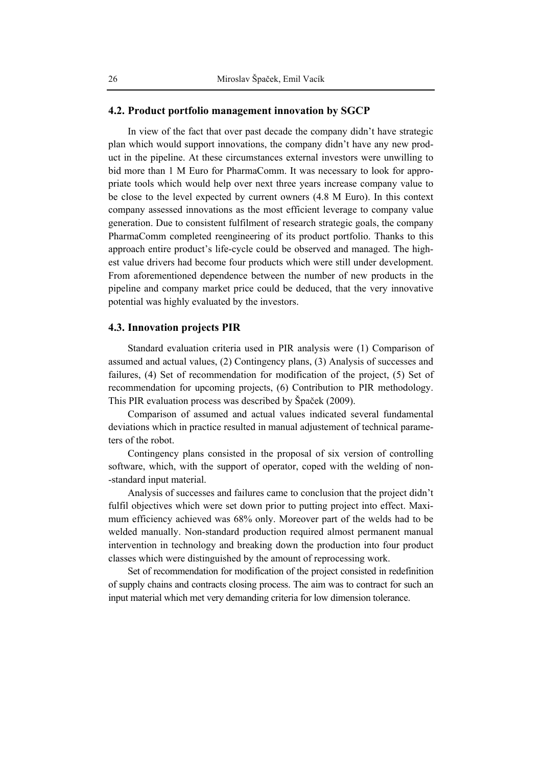## 4.2. Product portfolio management innovation by SGCP

In view of the fact that over past decade the company didn't have strategic plan which would support innovations, the company didn't have any new product in the pipeline. At these circumstances external investors were unwilling to bid more than 1 M Euro for PharmaComm. It was necessary to look for appropriate tools which would help over next three years increase company value to be close to the level expected by current owners (4.8 M Euro). In this context company assessed innovations as the most efficient leverage to company value generation. Due to consistent fulfilment of research strategic goals, the company PharmaComm completed reengineering of its product portfolio. Thanks to this approach entire product's life-cycle could be observed and managed. The highest value drivers had become four products which were still under development. From aforementioned dependence between the number of new products in the pipeline and company market price could be deduced, that the very innovative potential was highly evaluated by the investors.

## 4.3. Innovation projects PIR

Standard evaluation criteria used in PIR analysis were (1) Comparison of assumed and actual values, (2) Contingency plans, (3) Analysis of successes and failures, (4) Set of recommendation for modification of the project, (5) Set of recommendation for upcoming projects, (6) Contribution to PIR methodology. This PIR evaluation process was described by Špaček (2009).

Comparison of assumed and actual values indicated several fundamental deviations which in practice resulted in manual adjustement of technical parameters of the robot.

Contingency plans consisted in the proposal of six version of controlling software, which, with the support of operator, coped with the welding of non-standard input material.

Analysis of successes and failures came to conclusion that the project didn't fulfil objectives which were set down prior to putting project into effect. Maximum efficiency achieved was 68% only. Moreover part of the welds had to be welded manually. Non-standard production required almost permanent manual intervention in technology and breaking down the production into four product classes which were distinguished by the amount of reprocessing work.

Set of recommendation for modification of the project consisted in redefinition of supply chains and contracts closing process. The aim was to contract for such an input material which met very demanding criteria for low dimension tolerance.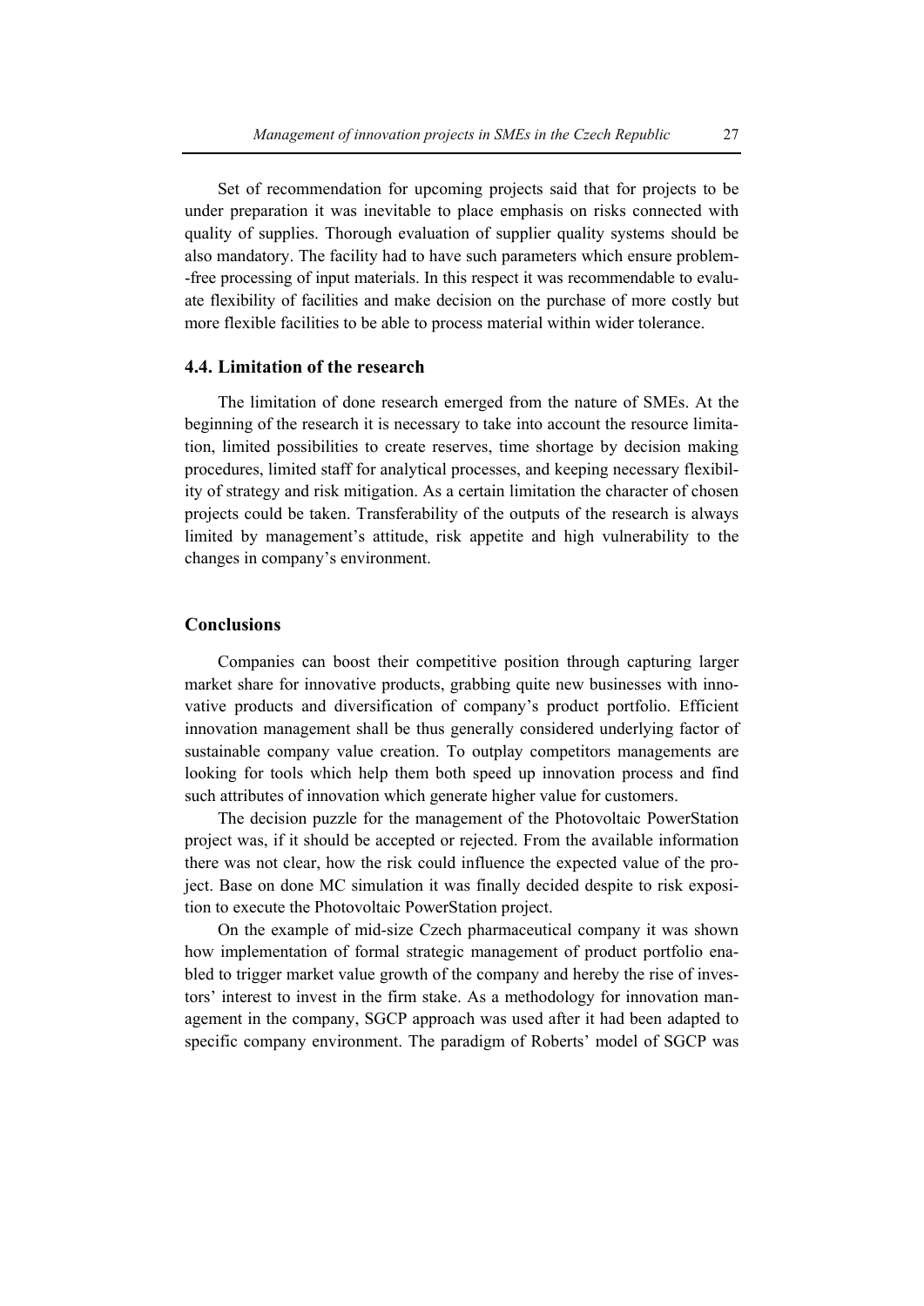Set of recommendation for upcoming projects said that for projects to be under preparation it was inevitable to place emphasis on risks connected with quality of supplies. Thorough evaluation of supplier quality systems should be also mandatory. The facility had to have such parameters which ensure problem-free processing of input materials. In this respect it was recommendable to evaluate flexibility of facilities and make decision on the purchase of more costly but more flexible facilities to be able to process material within wider tolerance.

### 4.4. Limitation of the research

The limitation of done research emerged from the nature of SMEs. At the beginning of the research it is necessary to take into account the resource limitation, limited possibilities to create reserves, time shortage by decision making procedures, limited staff for analytical processes, and keeping necessary flexibility of strategy and risk mitigation. As a certain limitation the character of chosen projects could be taken. Transferability of the outputs of the research is always limited by management's attitude, risk appetite and high vulnerability to the changes in company's environment.

## Conclusions

Companies can boost their competitive position through capturing larger market share for innovative products, grabbing quite new businesses with innovative products and diversification of company's product portfolio. Efficient innovation management shall be thus generally considered underlying factor of sustainable company value creation. To outplay competitors managements are looking for tools which help them both speed up innovation process and find such attributes of innovation which generate higher value for customers.

The decision puzzle for the management of the Photovoltaic PowerStation project was, if it should be accepted or rejected. From the available information there was not clear, how the risk could influence the expected value of the project. Base on done MC simulation it was finally decided despite to risk exposition to execute the Photovoltaic PowerStation project.

On the example of mid-size Czech pharmaceutical company it was shown how implementation of formal strategic management of product portfolio enabled to trigger market value growth of the company and hereby the rise of investors' interest to invest in the firm stake. As a methodology for innovation management in the company, SGCP approach was used after it had been adapted to specific company environment. The paradigm of Roberts' model of SGCP was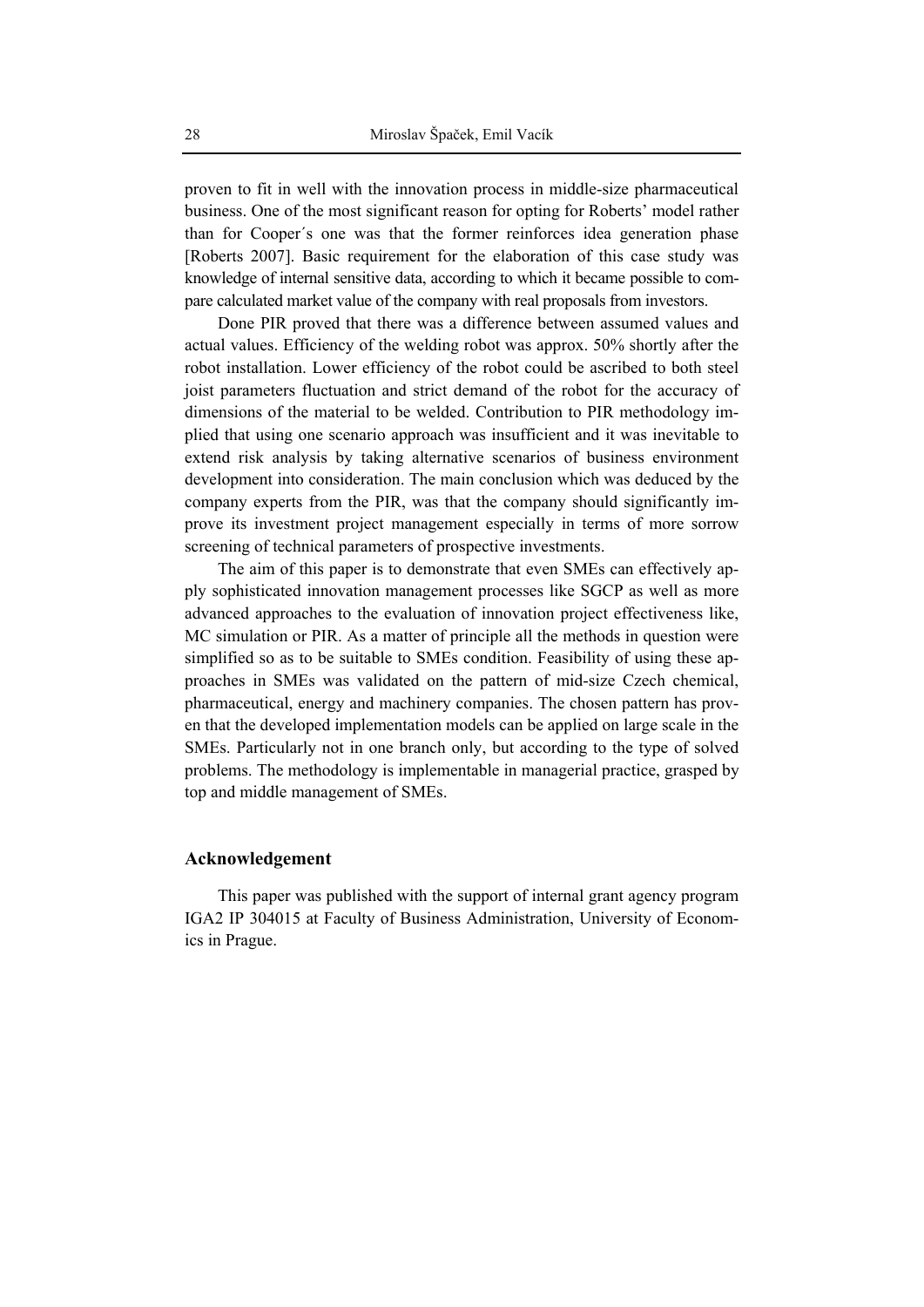proven to fit in well with the innovation process in middle-size pharmaceutical business. One of the most significant reason for opting for Roberts' model rather than for Cooper´s one was that the former reinforces idea generation phase [Roberts 2007]. Basic requirement for the elaboration of this case study was knowledge of internal sensitive data, according to which it became possible to compare calculated market value of the company with real proposals from investors.

Done PIR proved that there was a difference between assumed values and actual values. Efficiency of the welding robot was approx. 50% shortly after the robot installation. Lower efficiency of the robot could be ascribed to both steel joist parameters fluctuation and strict demand of the robot for the accuracy of dimensions of the material to be welded. Contribution to PIR methodology implied that using one scenario approach was insufficient and it was inevitable to extend risk analysis by taking alternative scenarios of business environment development into consideration. The main conclusion which was deduced by the company experts from the PIR, was that the company should significantly improve its investment project management especially in terms of more sorrow screening of technical parameters of prospective investments.

The aim of this paper is to demonstrate that even SMEs can effectively apply sophisticated innovation management processes like SGCP as well as more advanced approaches to the evaluation of innovation project effectiveness like, MC simulation or PIR. As a matter of principle all the methods in question were simplified so as to be suitable to SMEs condition. Feasibility of using these approaches in SMEs was validated on the pattern of mid-size Czech chemical, pharmaceutical, energy and machinery companies. The chosen pattern has proven that the developed implementation models can be applied on large scale in the SMEs. Particularly not in one branch only, but according to the type of solved problems. The methodology is implementable in managerial practice, grasped by top and middle management of SMEs.

## Acknowledgement

This paper was published with the support of internal grant agency program IGA2 IP 304015 at Faculty of Business Administration, University of Economics in Prague.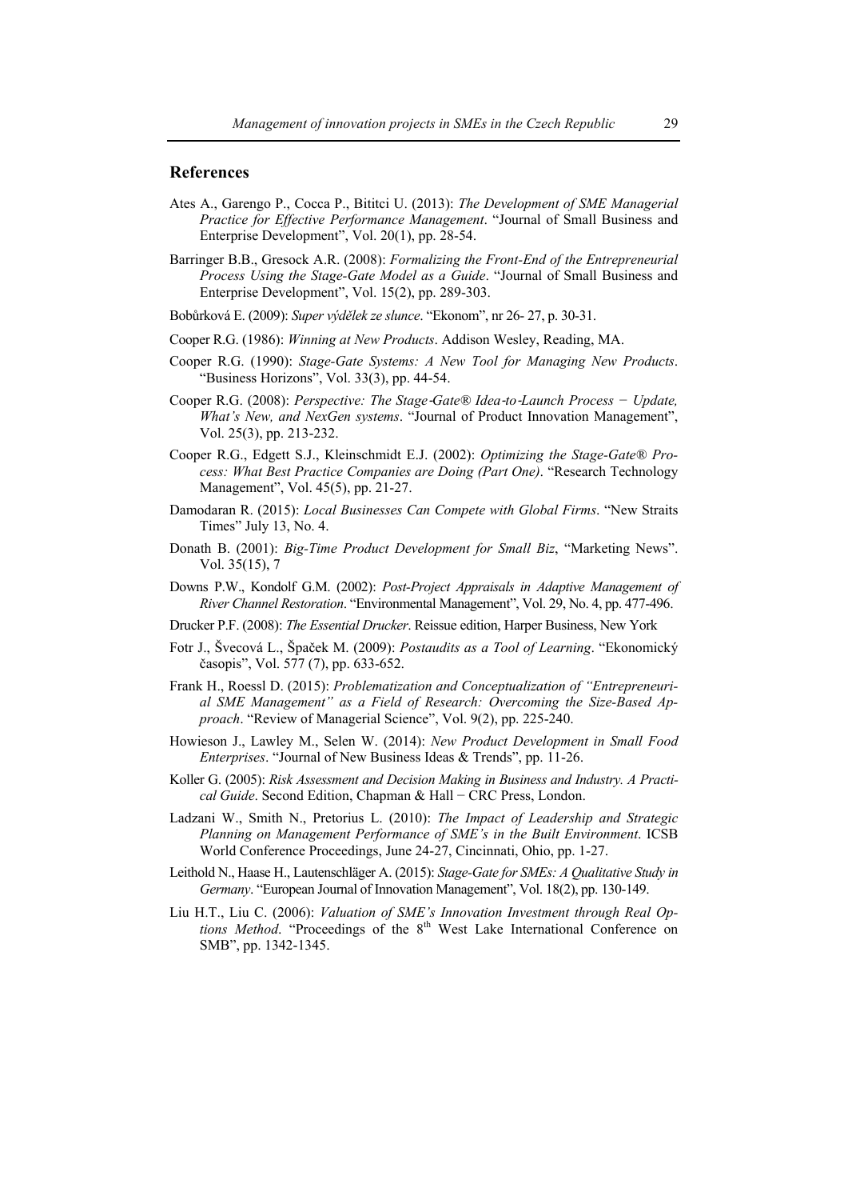## References

Ates A., Garengo P., Cocca P., Bititci U. (2013): *The Development of SME Managerial Practice for Effective Performance Management*. "Journal of Small Business and Enterprise Development", Vol. 20(1), pp. 28-54.

Barringer B.B., Gresock A.R. (2008): *Formalizing the Front-End of the Entrepreneurial Process Using the Stage-Gate Model as a Guide*. "Journal of Small Business and Enterprise Development", Vol. 15(2), pp. 289-303.

Bobůrková E. (2009): *Super výdělek ze slunce*. "Ekonom", nr 26- 27, p. 30-31.

Cooper R.G. (1986): *Winning at New Products*. Addison Wesley, Reading, MA.

Cooper R.G. (1990): *Stage-Gate Systems: A New Tool for Managing New Products*. "Business Horizons", Vol. 33(3), pp. 44-54.

Cooper R.G. (2008): *Perspective: The Stage-Gate® Idea-to-Launch Process − Update, What's New, and NexGen systems*. "Journal of Product Innovation Management", Vol. 25(3), pp. 213-232.

Cooper R.G., Edgett S.J., Kleinschmidt E.J. (2002): *Optimizing the Stage-Gate® Process: What Best Practice Companies are Doing (Part One)*. "Research Technology Management", Vol. 45(5), pp. 21-27.

Damodaran R. (2015): *Local Businesses Can Compete with Global Firms*. "New Straits Times" July 13, No. 4.

Donath B. (2001): *Big-Time Product Development for Small Biz*, "Marketing News". Vol. 35(15), 7

Downs P.W., Kondolf G.M. (2002): *Post-Project Appraisals in Adaptive Management of River Channel Restoration*. "Environmental Management", Vol. 29, No. 4, pp. 477-496.

Drucker P.F. (2008): *The Essential Drucker*. Reissue edition, Harper Business, New York

Fotr J., Švecová L., Špaček M. (2009): *Postaudits as a Tool of Learning*. "Ekonomický časopis", Vol. 577 (7), pp. 633-652.

Frank H., Roessl D. (2015): *Problematization and Conceptualization of "Entrepreneurial SME Management" as a Field of Research: Overcoming the Size-Based Approach*. "Review of Managerial Science", Vol. 9(2), pp. 225-240.

Howieson J., Lawley M., Selen W. (2014): *New Product Development in Small Food Enterprises*. "Journal of New Business Ideas & Trends", pp. 11-26.

Koller G. (2005): *Risk Assessment and Decision Making in Business and Industry. A Practical Guide*. Second Edition, Chapman & Hall − CRC Press, London.

Ladzani W., Smith N., Pretorius L. (2010): *The Impact of Leadership and Strategic Planning on Management Performance of SME's in the Built Environment*. ICSB World Conference Proceedings, June 24-27, Cincinnati, Ohio, pp. 1-27.

Leithold N., Haase H., Lautenschläger A. (2015): *Stage-Gate for SMEs: A Qualitative Study in Germany*. "European Journal of Innovation Management", Vol. 18(2), pp. 130-149.

Liu H.T., Liu C. (2006): *Valuation of SME's Innovation Investment through Real Options Method*. "Proceedings of the 8th West Lake International Conference on SMB", pp. 1342-1345.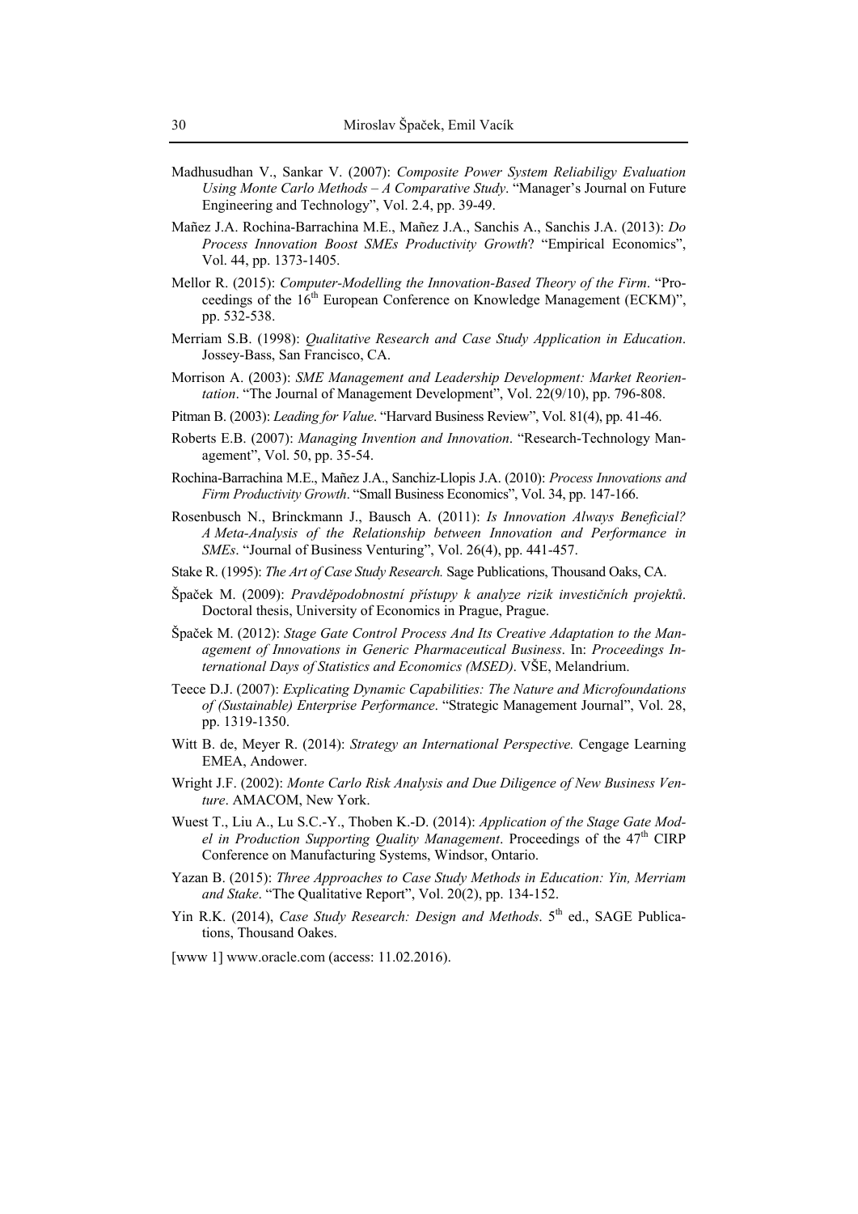Madhusudhan V., Sankar V. (2007): *Composite Power System Reliabiligy Evaluation Using Monte Carlo Methods – A Comparative Study*. "Manager's Journal on Future Engineering and Technology", Vol. 2.4, pp. 39-49.

Mañez J.A. Rochina-Barrachina M.E., Mañez J.A., Sanchis A., Sanchis J.A. (2013): *Do Process Innovation Boost SMEs Productivity Growth*? "Empirical Economics", Vol. 44, pp. 1373-1405.

Mellor R. (2015): *Computer-Modelling the Innovation-Based Theory of the Firm*. "Proceedings of the 16th European Conference on Knowledge Management (ECKM)", pp. 532-538.

Merriam S.B. (1998): *Qualitative Research and Case Study Application in Education*. Jossey-Bass, San Francisco, CA.

Morrison A. (2003): *SME Management and Leadership Development: Market Reorientation*. "The Journal of Management Development", Vol. 22(9/10), pp. 796-808.

Pitman B. (2003): *Leading for Value*. "Harvard Business Review", Vol. 81(4), pp. 41-46.

Roberts E.B. (2007): *Managing Invention and Innovation*. "Research-Technology Management", Vol. 50, pp. 35-54.

Rochina-Barrachina M.E., Mañez J.A., Sanchiz-Llopis J.A. (2010): *Process Innovations and Firm Productivity Growth*. "Small Business Economics", Vol. 34, pp. 147-166.

Rosenbusch N., Brinckmann J., Bausch A. (2011): *Is Innovation Always Beneficial? A Meta-Analysis of the Relationship between Innovation and Performance in SMEs*. "Journal of Business Venturing", Vol. 26(4), pp. 441-457.

Stake R. (1995): *The Art of Case Study Research.* Sage Publications, Thousand Oaks, CA.

Špaček M. (2009): *Pravděpodobnostní přístupy k analyze rizik investičních projektů*. Doctoral thesis, University of Economics in Prague, Prague.

Špaček M. (2012): *Stage Gate Control Process And Its Creative Adaptation to the Management of Innovations in Generic Pharmaceutical Business*. In: *Proceedings International Days of Statistics and Economics (MSED)*. VŠE, Melandrium.

Teece D.J. (2007): *Explicating Dynamic Capabilities: The Nature and Microfoundations of (Sustainable) Enterprise Performance*. "Strategic Management Journal", Vol. 28, pp. 1319-1350.

Witt B. de, Meyer R. (2014): *Strategy an International Perspective.* Cengage Learning EMEA, Andower.

Wright J.F. (2002): *Monte Carlo Risk Analysis and Due Diligence of New Business Venture*. AMACOM, New York.

Wuest T., Liu A., Lu S.C.-Y., Thoben K.-D. (2014): *Application of the Stage Gate Model in Production Supporting Quality Management*. Proceedings of the 47th CIRP Conference on Manufacturing Systems, Windsor, Ontario.

Yazan B. (2015): *Three Approaches to Case Study Methods in Education: Yin, Merriam and Stake*. "The Qualitative Report", Vol. 20(2), pp. 134-152.

Yin R.K. (2014), *Case Study Research: Design and Methods*. 5th ed., SAGE Publications, Thousand Oakes.

[www 1] www.oracle.com (access: 11.02.2016).